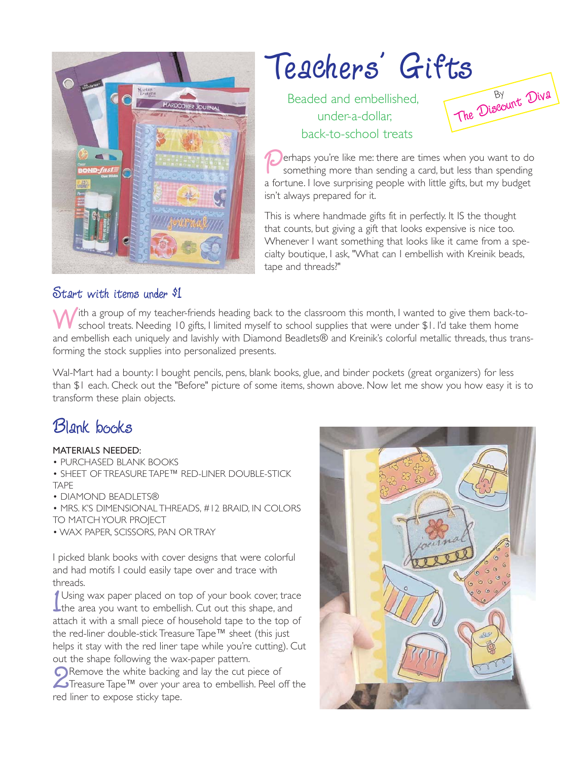# Teachers' Gifts

Beaded and embellished, under-a-dollar, back-to-school treats

By The Discount Diva

Perhaps you're like me: there are times when you want to do something more than sending a card, but less than spending a fortune. I love surprising people with little gifts, but my budget isn't always prepared for it.

This is where handmade gifts fit in perfectly. It IS the thought that counts, but giving a gift that looks expensive is nice too. Whenever I want something that looks like it came from a specialty boutique, I ask, "What can I embellish with Kreinik beads, tape and threads?"

## Start with items under $1

With a group of my teacher-friends heading back to the classroom this month, I wanted to give them back-to-school treats. Needing 10 gifts, I limited myself to school supplies that were under $1. I'd take them home and embellish each uniquely and lavishly with Diamond Beadlets® and Kreinik's colorful metallic threads, thus transforming the stock supplies into personalized presents.

Wal-Mart had a bounty: I bought pencils, pens, blank books, glue, and binder pockets (great organizers) for less than $1 each. Check out the "Before" picture of some items, shown above. Now let me show you how easy it is to transform these plain objects.

## Blank books

MATERIALS NEEDED:

- PURCHASED BLANK BOOKS
- SHEET OF TREASURE TAPE™ RED-LINER DOUBLE-STICK TAPE
- DIAMOND BEADLETS®
- MRS. K'S DIMENSIONAL THREADS, #12 BRAID, IN COLORS TO MATCH YOUR PROJECT
- WAX PAPER, SCISSORS, PAN OR TRAY

I picked blank books with cover designs that were colorful and had motifs I could easily tape over and trace with threads.

1. Using wax paper placed on top of your book cover, trace the area you want to embellish. Cut out this shape, and attach it with a small piece of household tape to the top of the red-liner double-stick Treasure Tape™ sheet (this just helps it stay with the red liner tape while you're cutting). Cut out the shape following the wax-paper pattern.

2. Remove the white backing and lay the cut piece of Treasure Tape™ over your area to embellish. Peel off the red liner to expose sticky tape.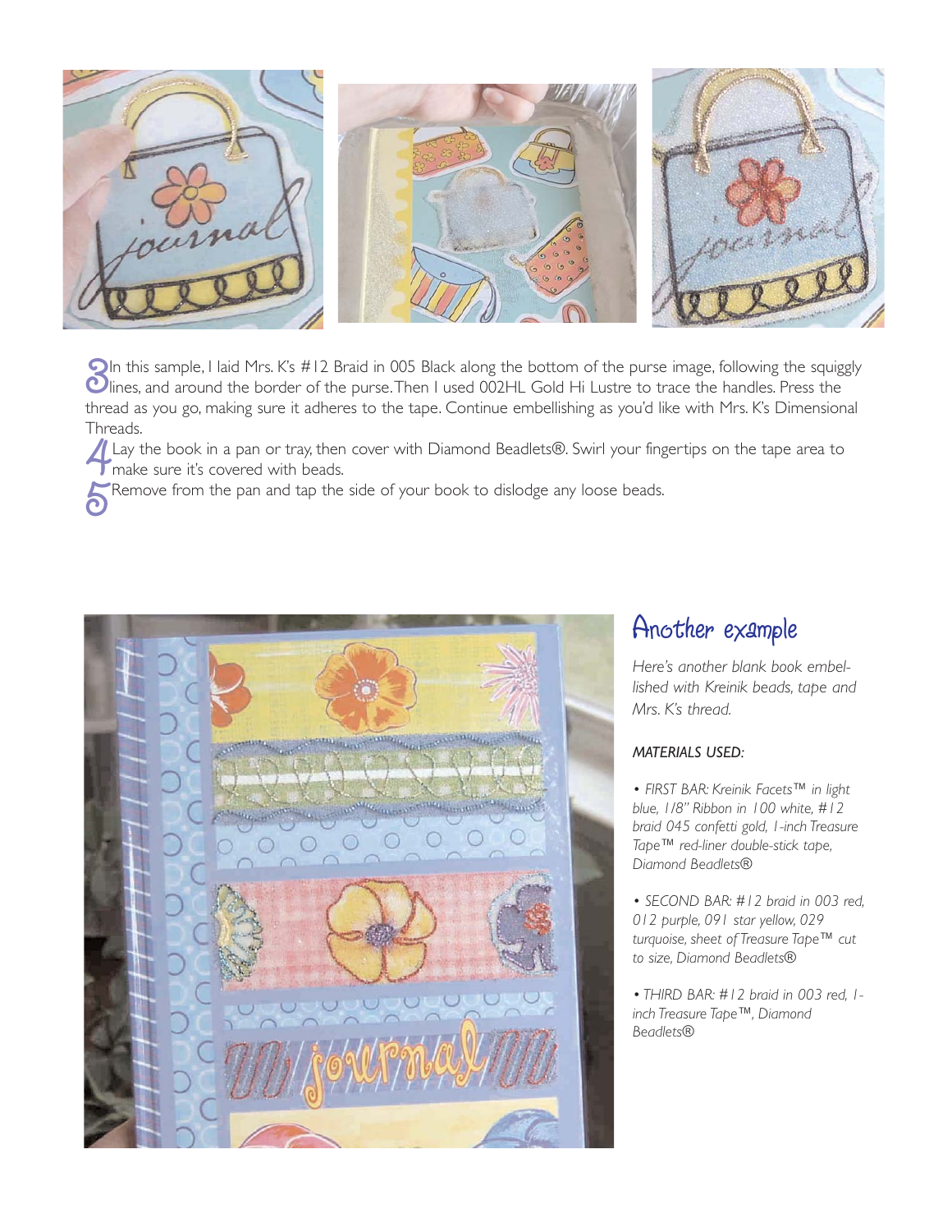3. In this sample, I laid Mrs. K's #12 Braid in 005 Black along the bottom of the purse image, following the squiggly lines, and around the border of the purse. Then I used 002HL Gold Hi Lustre to trace the handles. Press the thread as you go, making sure it adheres to the tape. Continue embellishing as you'd like with Mrs. K's Dimensional Threads.

4. Lay the book in a pan or tray, then cover with Diamond Beadlets®. Swirl your fingertips on the tape area to make sure it's covered with beads.

5. Remove from the pan and tap the side of your book to dislodge any loose beads.

## Another example

*Here's another blank book embellished with Kreinik beads, tape and Mrs. K's thread.*

*MATERIALS USED:*

- *FIRST BAR: Kreinik Facets™ in light blue, 1/8" Ribbon in 100 white, #12 braid 045 confetti gold, 1-inch Treasure Tape™ red-liner double-stick tape, Diamond Beadlets®*
- *SECOND BAR: #12 braid in 003 red, 012 purple, 091 star yellow, 029 turquoise, sheet of Treasure Tape™ cut to size, Diamond Beadlets®*
- *THIRD BAR: #12 braid in 003 red, 1-inch Treasure Tape™, Diamond Beadlets®*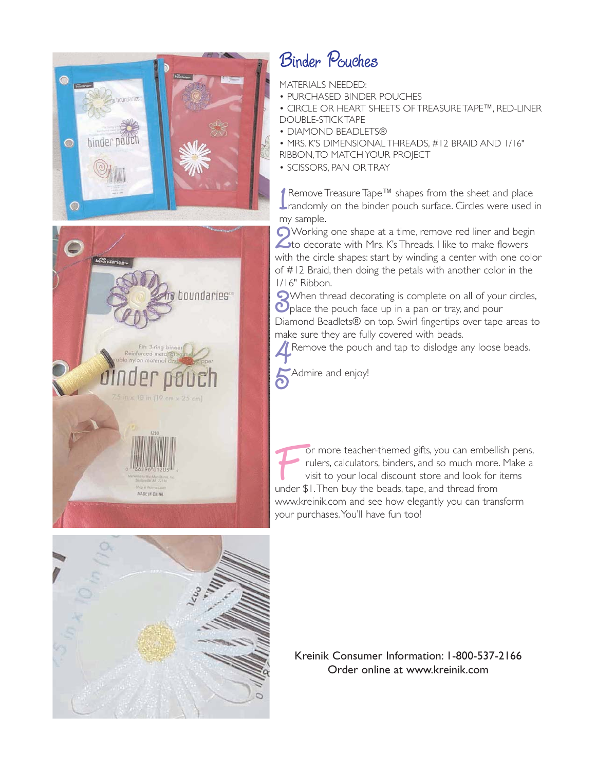# Binder Pouches

MATERIALS NEEDED:

- PURCHASED BINDER POUCHES
- CIRCLE OR HEART SHEETS OF TREASURE TAPE™, RED-LINER DOUBLE-STICK TAPE
- DIAMOND BEADLETS®
- MRS. K'S DIMENSIONAL THREADS, #12 BRAID AND 1/16" RIBBON, TO MATCH YOUR PROJECT
- SCISSORS, PAN OR TRAY

1. Remove Treasure Tape™ shapes from the sheet and place randomly on the binder pouch surface. Circles were used in my sample.
2. Working one shape at a time, remove red liner and begin to decorate with Mrs. K's Threads. I like to make flowers with the circle shapes: start by winding a center with one color of #12 Braid, then doing the petals with another color in the 1/16" Ribbon.
3. When thread decorating is complete on all of your circles, place the pouch face up in a pan or tray, and pour Diamond Beadlets® on top. Swirl fingertips over tape areas to make sure they are fully covered with beads.
4. Remove the pouch and tap to dislodge any loose beads.
5. Admire and enjoy!

For more teacher-themed gifts, you can embellish pens, rulers, calculators, binders, and so much more. Make a visit to your local discount store and look for items under $1. Then buy the beads, tape, and thread from www.kreinik.com and see how elegantly you can transform your purchases. You'll have fun too!

Kreinik Consumer Information: 1-800-537-2166
Order online at www.kreinik.com